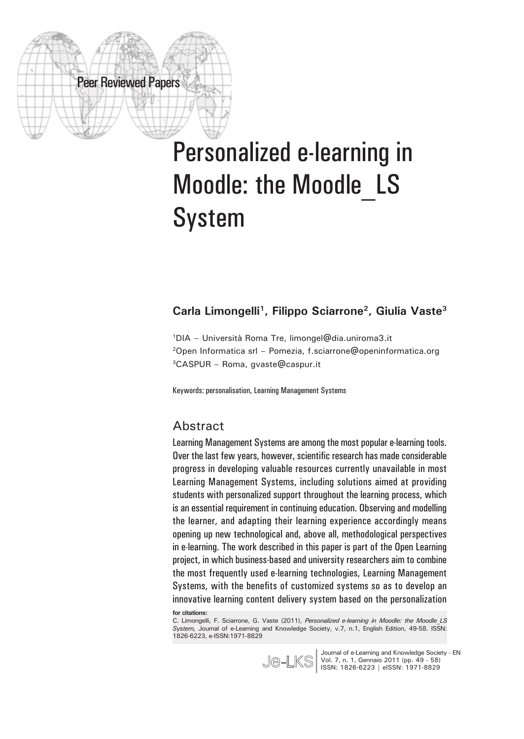Peer Reviewed Papers

# Personalized e-learning in Moodle: the Moodle_LS System

**Carla Limongelli[1], Filippo Sciarrone[2], Giulia Vaste[3]**

[1]DIA – Università Roma Tre, limongel@dia.uniroma3.it
[2]Open Informatica srl – Pomezia, f.sciarrone@openinformatica.org
[3]CASPUR – Roma, gvaste@caspur.it

Keywords: personalisation, Learning Management Systems

## Abstract

Learning Management Systems are among the most popular e-learning tools. Over the last few years, however, scientific research has made considerable progress in developing valuable resources currently unavailable in most Learning Management Systems, including solutions aimed at providing students with personalized support throughout the learning process, which is an essential requirement in continuing education. Observing and modelling the learner, and adapting their learning experience accordingly means opening up new technological and, above all, methodological perspectives in e-learning. The work described in this paper is part of the Open Learning project, in which business-based and university researchers aim to combine the most frequently used e-learning technologies, Learning Management Systems, with the benefits of customized systems so as to develop an innovative learning content delivery system based on the personalization

**for citations:**
C. Limongelli, F. Sciarrone, G. Vaste (2011), *Personalized e-learning in Moodle: the Moodle_LS System,* Journal of e-Learning and Knowledge Society, v.7, n.1, English Edition, 49-58. ISSN: 1826-6223, e-ISSN:1971-8829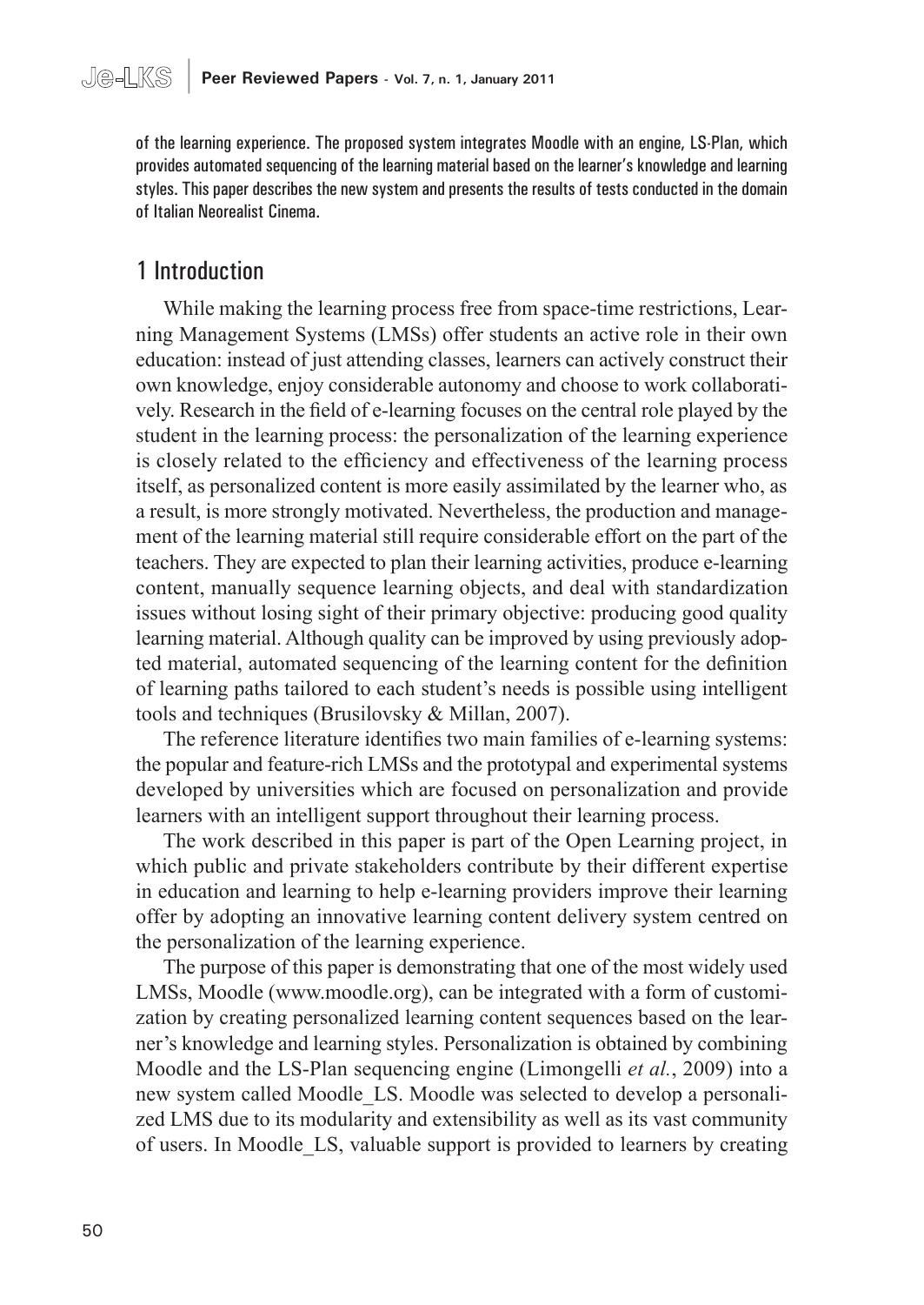of the learning experience. The proposed system integrates Moodle with an engine, LS-Plan, which provides automated sequencing of the learning material based on the learner's knowledge and learning styles. This paper describes the new system and presents the results of tests conducted in the domain of Italian Neorealist Cinema.

## 1 Introduction

While making the learning process free from space-time restrictions, Learning Management Systems (LMSs) offer students an active role in their own education: instead of just attending classes, learners can actively construct their own knowledge, enjoy considerable autonomy and choose to work collaboratively. Research in the field of e-learning focuses on the central role played by the student in the learning process: the personalization of the learning experience is closely related to the efficiency and effectiveness of the learning process itself, as personalized content is more easily assimilated by the learner who, as a result, is more strongly motivated. Nevertheless, the production and management of the learning material still require considerable effort on the part of the teachers. They are expected to plan their learning activities, produce e-learning content, manually sequence learning objects, and deal with standardization issues without losing sight of their primary objective: producing good quality learning material. Although quality can be improved by using previously adopted material, automated sequencing of the learning content for the definition of learning paths tailored to each student's needs is possible using intelligent tools and techniques (Brusilovsky & Millan, 2007).

The reference literature identifies two main families of e-learning systems: the popular and feature-rich LMSs and the prototypal and experimental systems developed by universities which are focused on personalization and provide learners with an intelligent support throughout their learning process.

The work described in this paper is part of the Open Learning project, in which public and private stakeholders contribute by their different expertise in education and learning to help e-learning providers improve their learning offer by adopting an innovative learning content delivery system centred on the personalization of the learning experience.

The purpose of this paper is demonstrating that one of the most widely used LMSs, Moodle (www.moodle.org), can be integrated with a form of customization by creating personalized learning content sequences based on the learner's knowledge and learning styles. Personalization is obtained by combining Moodle and the LS-Plan sequencing engine (Limongelli *et al.*, 2009) into a new system called Moodle_LS. Moodle was selected to develop a personalized LMS due to its modularity and extensibility as well as its vast community of users. In Moodle_LS, valuable support is provided to learners by creating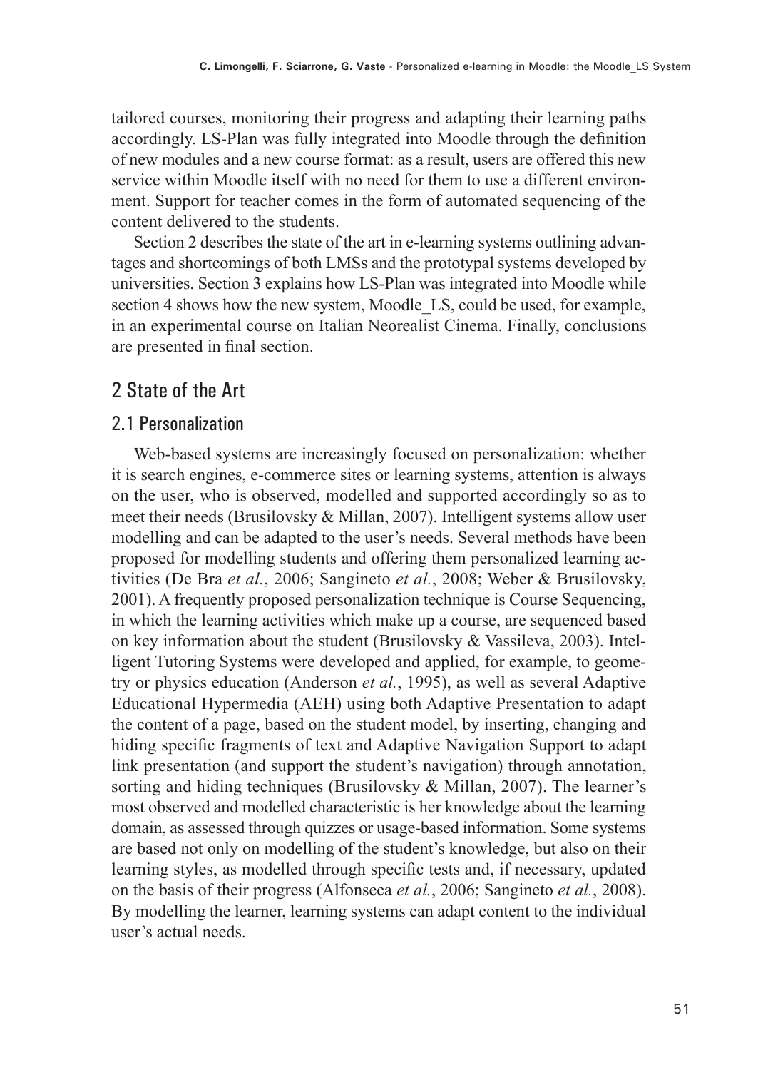tailored courses, monitoring their progress and adapting their learning paths accordingly. LS-Plan was fully integrated into Moodle through the definition of new modules and a new course format: as a result, users are offered this new service within Moodle itself with no need for them to use a different environment. Support for teacher comes in the form of automated sequencing of the content delivered to the students.

Section 2 describes the state of the art in e-learning systems outlining advantages and shortcomings of both LMSs and the prototypal systems developed by universities. Section 3 explains how LS-Plan was integrated into Moodle while section 4 shows how the new system, Moodle_LS, could be used, for example, in an experimental course on Italian Neorealist Cinema. Finally, conclusions are presented in final section.

## 2 State of the Art

### 2.1 Personalization

Web-based systems are increasingly focused on personalization: whether it is search engines, e-commerce sites or learning systems, attention is always on the user, who is observed, modelled and supported accordingly so as to meet their needs (Brusilovsky & Millan, 2007). Intelligent systems allow user modelling and can be adapted to the user's needs. Several methods have been proposed for modelling students and offering them personalized learning activities (De Bra *et al.*, 2006; Sangineto *et al.*, 2008; Weber & Brusilovsky, 2001). A frequently proposed personalization technique is Course Sequencing, in which the learning activities which make up a course, are sequenced based on key information about the student (Brusilovsky & Vassileva, 2003). Intelligent Tutoring Systems were developed and applied, for example, to geometry or physics education (Anderson *et al.*, 1995), as well as several Adaptive Educational Hypermedia (AEH) using both Adaptive Presentation to adapt the content of a page, based on the student model, by inserting, changing and hiding specific fragments of text and Adaptive Navigation Support to adapt link presentation (and support the student's navigation) through annotation, sorting and hiding techniques (Brusilovsky & Millan, 2007). The learner's most observed and modelled characteristic is her knowledge about the learning domain, as assessed through quizzes or usage-based information. Some systems are based not only on modelling of the student's knowledge, but also on their learning styles, as modelled through specific tests and, if necessary, updated on the basis of their progress (Alfonseca *et al.*, 2006; Sangineto *et al.*, 2008). By modelling the learner, learning systems can adapt content to the individual user's actual needs.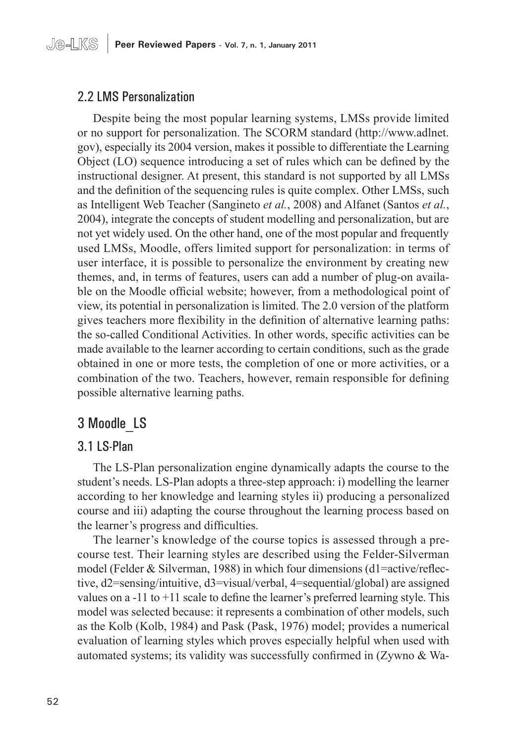## 2.2 LMS Personalization

Despite being the most popular learning systems, LMSs provide limited or no support for personalization. The SCORM standard (http://www.adlnet.gov), especially its 2004 version, makes it possible to differentiate the Learning Object (LO) sequence introducing a set of rules which can be defined by the instructional designer. At present, this standard is not supported by all LMSs and the definition of the sequencing rules is quite complex. Other LMSs, such as Intelligent Web Teacher (Sangineto *et al.*, 2008) and Alfanet (Santos *et al.*, 2004), integrate the concepts of student modelling and personalization, but are not yet widely used. On the other hand, one of the most popular and frequently used LMSs, Moodle, offers limited support for personalization: in terms of user interface, it is possible to personalize the environment by creating new themes, and, in terms of features, users can add a number of plug-on available on the Moodle official website; however, from a methodological point of view, its potential in personalization is limited. The 2.0 version of the platform gives teachers more flexibility in the definition of alternative learning paths: the so-called Conditional Activities. In other words, specific activities can be made available to the learner according to certain conditions, such as the grade obtained in one or more tests, the completion of one or more activities, or a combination of the two. Teachers, however, remain responsible for defining possible alternative learning paths.

# 3 Moodle_LS

## 3.1 LS-Plan

The LS-Plan personalization engine dynamically adapts the course to the student's needs. LS-Plan adopts a three-step approach: i) modelling the learner according to her knowledge and learning styles ii) producing a personalized course and iii) adapting the course throughout the learning process based on the learner's progress and difficulties.

The learner's knowledge of the course topics is assessed through a pre-course test. Their learning styles are described using the Felder-Silverman model (Felder & Silverman, 1988) in which four dimensions (d1=active/reflective, d2=sensing/intuitive, d3=visual/verbal, 4=sequential/global) are assigned values on a -11 to +11 scale to define the learner's preferred learning style. This model was selected because: it represents a combination of other models, such as the Kolb (Kolb, 1984) and Pask (Pask, 1976) model; provides a numerical evaluation of learning styles which proves especially helpful when used with automated systems; its validity was successfully confirmed in (Zywno & Wa-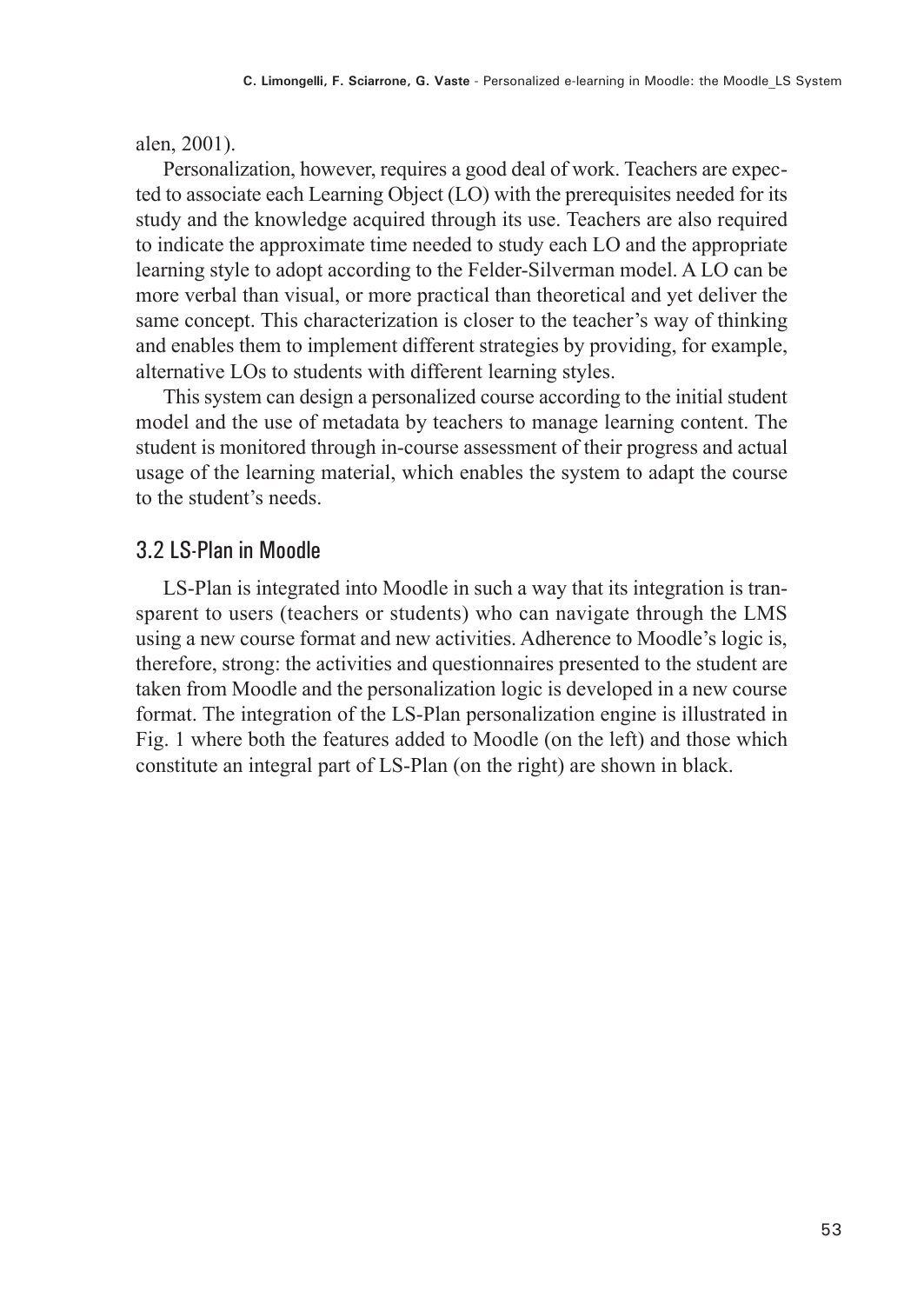alen, 2001).

Personalization, however, requires a good deal of work. Teachers are expected to associate each Learning Object (LO) with the prerequisites needed for its study and the knowledge acquired through its use. Teachers are also required to indicate the approximate time needed to study each LO and the appropriate learning style to adopt according to the Felder-Silverman model. A LO can be more verbal than visual, or more practical than theoretical and yet deliver the same concept. This characterization is closer to the teacher's way of thinking and enables them to implement different strategies by providing, for example, alternative LOs to students with different learning styles.

This system can design a personalized course according to the initial student model and the use of metadata by teachers to manage learning content. The student is monitored through in-course assessment of their progress and actual usage of the learning material, which enables the system to adapt the course to the student's needs.

## 3.2 LS-Plan in Moodle

LS-Plan is integrated into Moodle in such a way that its integration is transparent to users (teachers or students) who can navigate through the LMS using a new course format and new activities. Adherence to Moodle's logic is, therefore, strong: the activities and questionnaires presented to the student are taken from Moodle and the personalization logic is developed in a new course format. The integration of the LS-Plan personalization engine is illustrated in Fig. 1 where both the features added to Moodle (on the left) and those which constitute an integral part of LS-Plan (on the right) are shown in black.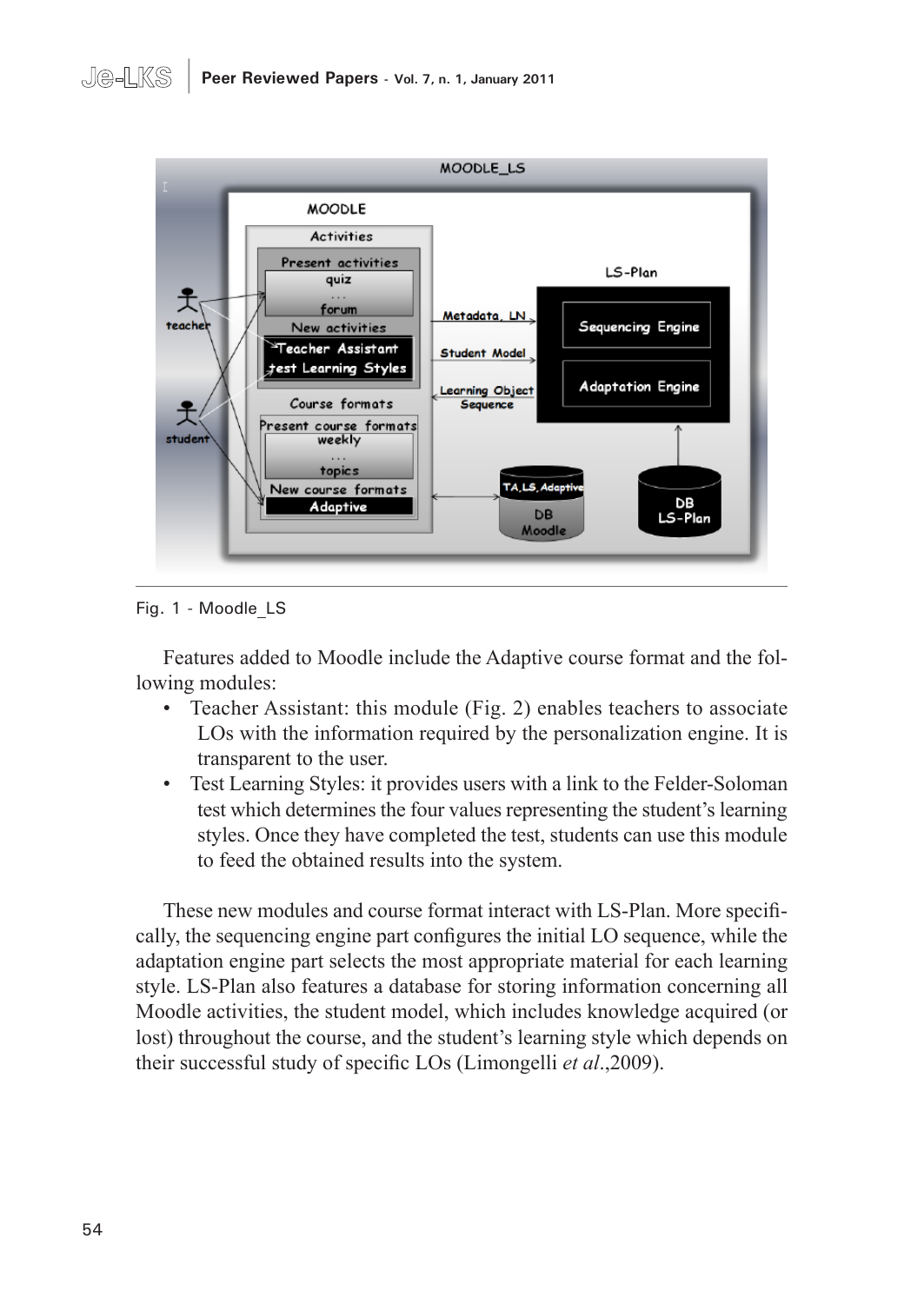Fig. 1 - Moodle_LS

Features added to Moodle include the Adaptive course format and the following modules:

- Teacher Assistant: this module (Fig. 2) enables teachers to associate LOs with the information required by the personalization engine. It is transparent to the user.
- Test Learning Styles: it provides users with a link to the Felder-Soloman test which determines the four values representing the student's learning styles. Once they have completed the test, students can use this module to feed the obtained results into the system.

These new modules and course format interact with LS-Plan. More specifically, the sequencing engine part configures the initial LO sequence, while the adaptation engine part selects the most appropriate material for each learning style. LS-Plan also features a database for storing information concerning all Moodle activities, the student model, which includes knowledge acquired (or lost) throughout the course, and the student's learning style which depends on their successful study of specific LOs (Limongelli *et al*.,2009).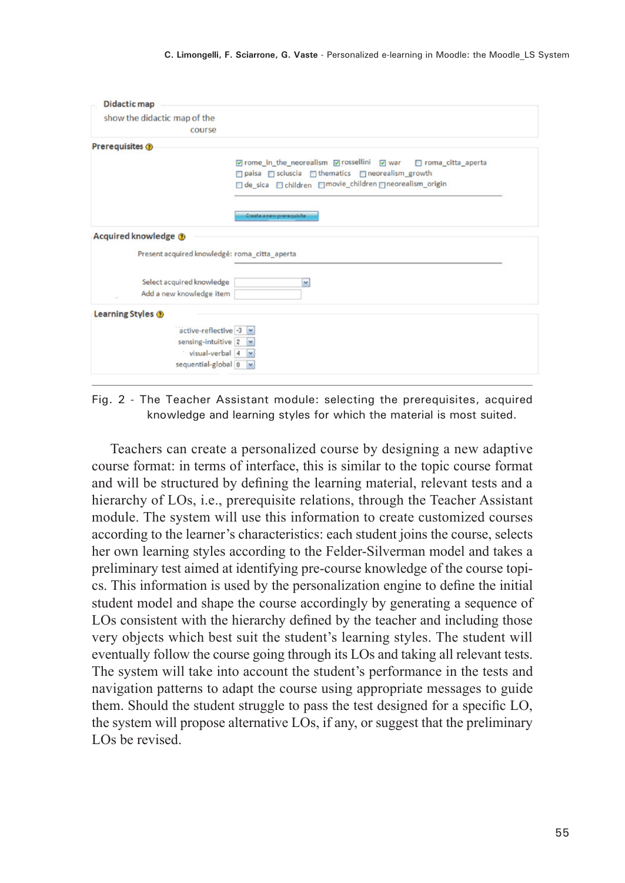Fig. 2 - The Teacher Assistant module: selecting the prerequisites, acquired knowledge and learning styles for which the material is most suited.

Teachers can create a personalized course by designing a new adaptive course format: in terms of interface, this is similar to the topic course format and will be structured by defining the learning material, relevant tests and a hierarchy of LOs, i.e., prerequisite relations, through the Teacher Assistant module. The system will use this information to create customized courses according to the learner's characteristics: each student joins the course, selects her own learning styles according to the Felder-Silverman model and takes a preliminary test aimed at identifying pre-course knowledge of the course topics. This information is used by the personalization engine to define the initial student model and shape the course accordingly by generating a sequence of LOs consistent with the hierarchy defined by the teacher and including those very objects which best suit the student's learning styles. The student will eventually follow the course going through its LOs and taking all relevant tests. The system will take into account the student's performance in the tests and navigation patterns to adapt the course using appropriate messages to guide them. Should the student struggle to pass the test designed for a specific LO, the system will propose alternative LOs, if any, or suggest that the preliminary LOs be revised.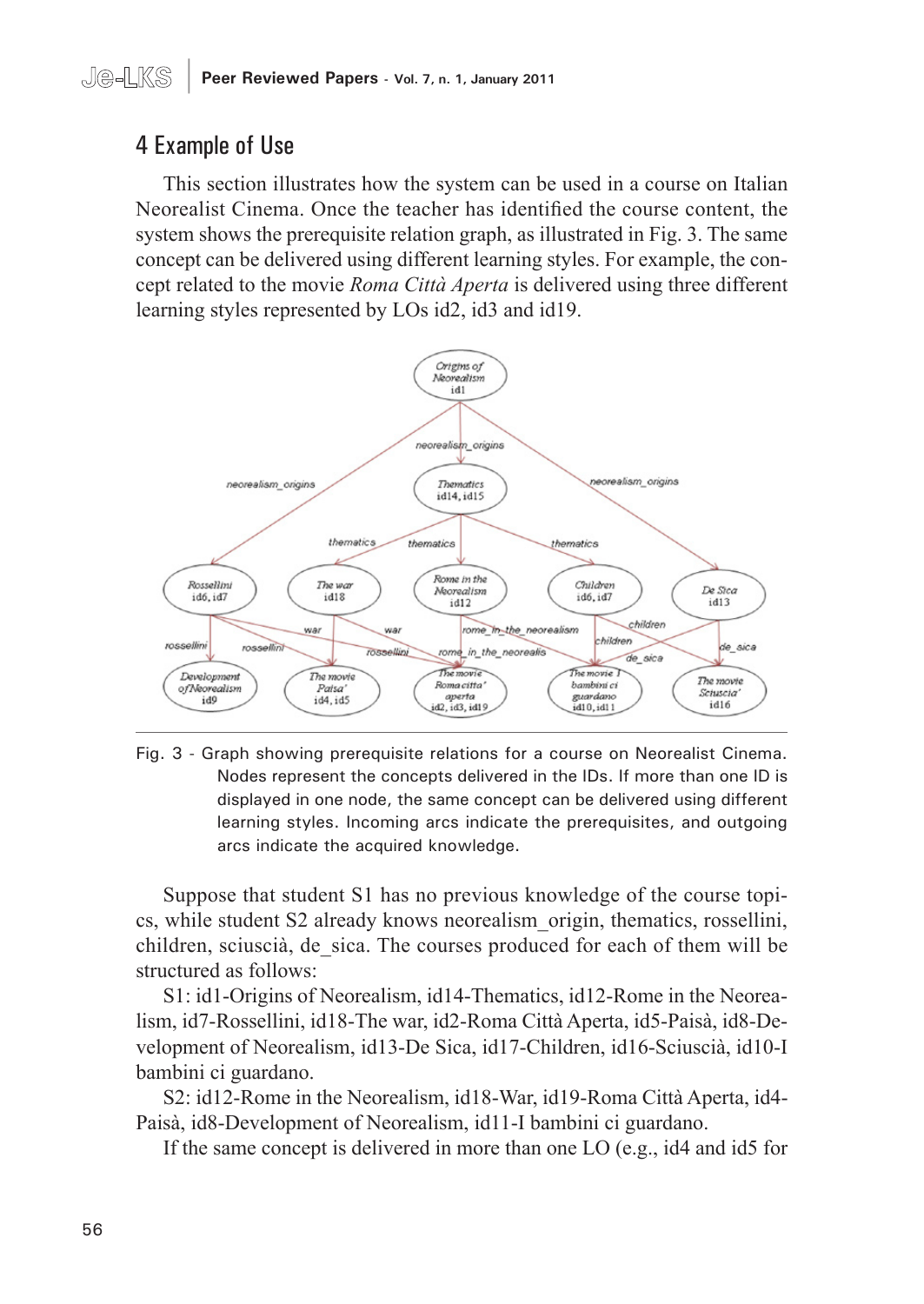## 4 Example of Use

This section illustrates how the system can be used in a course on Italian Neorealist Cinema. Once the teacher has identified the course content, the system shows the prerequisite relation graph, as illustrated in Fig. 3. The same concept can be delivered using different learning styles. For example, the concept related to the movie *Roma Città Aperta* is delivered using three different learning styles represented by LOs id2, id3 and id19.

Fig. 3 - Graph showing prerequisite relations for a course on Neorealist Cinema. Nodes represent the concepts delivered in the IDs. If more than one ID is displayed in one node, the same concept can be delivered using different learning styles. Incoming arcs indicate the prerequisites, and outgoing arcs indicate the acquired knowledge.

Suppose that student S1 has no previous knowledge of the course topics, while student S2 already knows neorealism_origin, thematics, rossellini, children, sciuscià, de_sica. The courses produced for each of them will be structured as follows:

S1: id1-Origins of Neorealism, id14-Thematics, id12-Rome in the Neorealism, id7-Rossellini, id18-The war, id2-Roma Città Aperta, id5-Paisà, id8-Development of Neorealism, id13-De Sica, id17-Children, id16-Sciuscià, id10-I bambini ci guardano.

S2: id12-Rome in the Neorealism, id18-War, id19-Roma Città Aperta, id4-Paisà, id8-Development of Neorealism, id11-I bambini ci guardano.

If the same concept is delivered in more than one LO (e.g., id4 and id5 for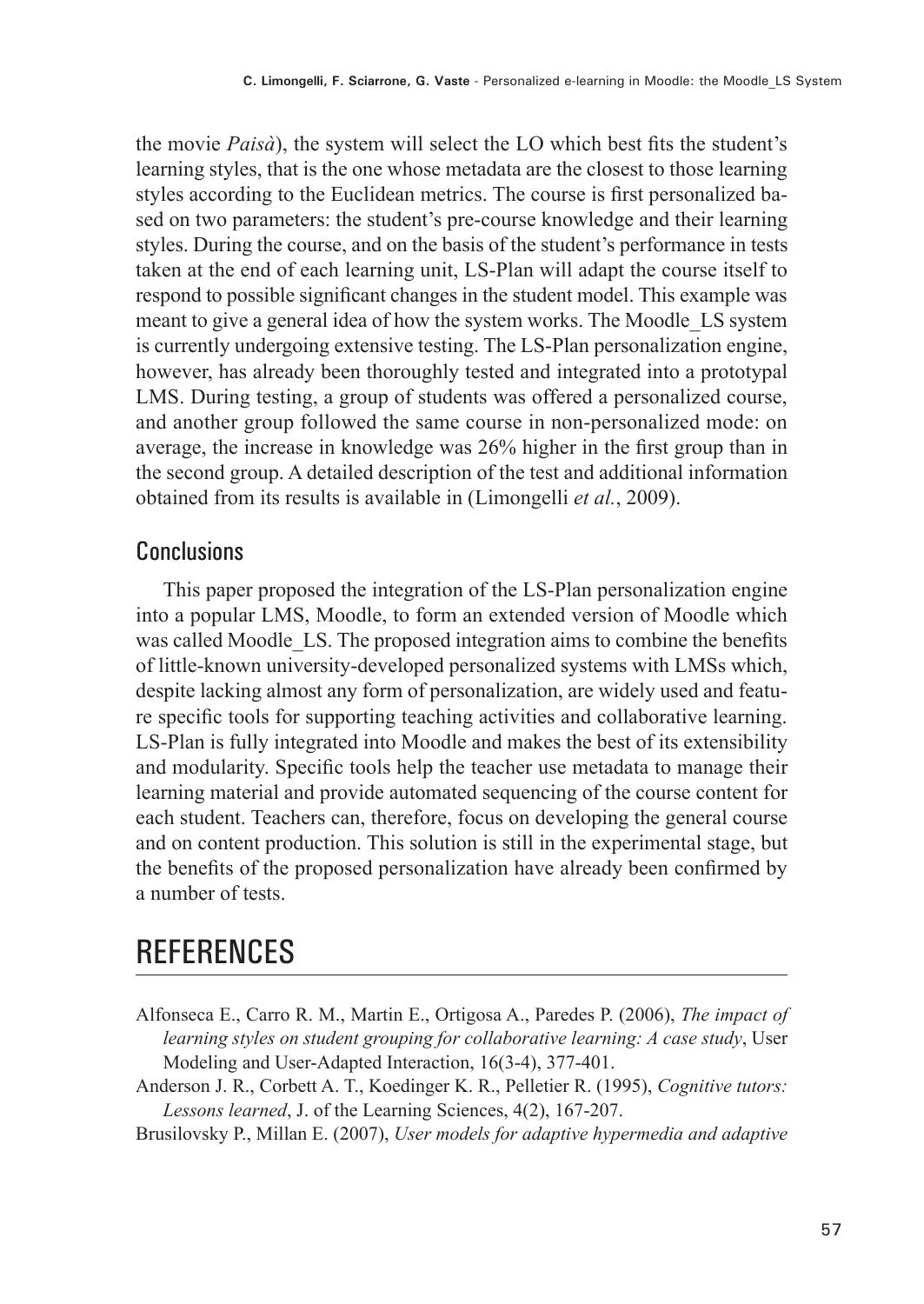the movie *Paisà*), the system will select the LO which best fits the student's learning styles, that is the one whose metadata are the closest to those learning styles according to the Euclidean metrics. The course is first personalized based on two parameters: the student's pre-course knowledge and their learning styles. During the course, and on the basis of the student's performance in tests taken at the end of each learning unit, LS-Plan will adapt the course itself to respond to possible significant changes in the student model. This example was meant to give a general idea of how the system works. The Moodle_LS system is currently undergoing extensive testing. The LS-Plan personalization engine, however, has already been thoroughly tested and integrated into a prototypal LMS. During testing, a group of students was offered a personalized course, and another group followed the same course in non-personalized mode: on average, the increase in knowledge was 26% higher in the first group than in the second group. A detailed description of the test and additional information obtained from its results is available in (Limongelli *et al.*, 2009).

## Conclusions

This paper proposed the integration of the LS-Plan personalization engine into a popular LMS, Moodle, to form an extended version of Moodle which was called Moodle_LS. The proposed integration aims to combine the benefits of little-known university-developed personalized systems with LMSs which, despite lacking almost any form of personalization, are widely used and feature specific tools for supporting teaching activities and collaborative learning. LS-Plan is fully integrated into Moodle and makes the best of its extensibility and modularity. Specific tools help the teacher use metadata to manage their learning material and provide automated sequencing of the course content for each student. Teachers can, therefore, focus on developing the general course and on content production. This solution is still in the experimental stage, but the benefits of the proposed personalization have already been confirmed by a number of tests.

# REFERENCES

Alfonseca E., Carro R. M., Martin E., Ortigosa A., Paredes P. (2006), *The impact of learning styles on student grouping for collaborative learning: A case study*, User Modeling and User-Adapted Interaction, 16(3-4), 377-401.

Anderson J. R., Corbett A. T., Koedinger K. R., Pelletier R. (1995), *Cognitive tutors: Lessons learned*, J. of the Learning Sciences, 4(2), 167-207.

Brusilovsky P., Millan E. (2007), *User models for adaptive hypermedia and adaptive*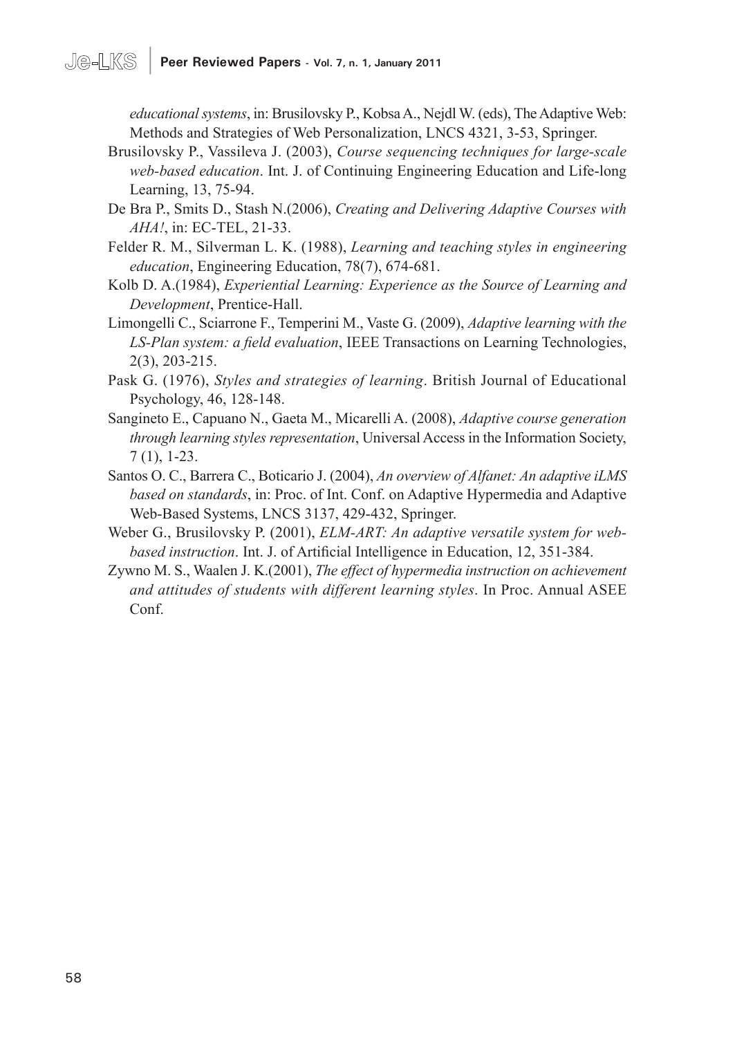*educational systems*, in: Brusilovsky P., Kobsa A., Nejdl W. (eds), The Adaptive Web: Methods and Strategies of Web Personalization, LNCS 4321, 3-53, Springer.

Brusilovsky P., Vassileva J. (2003), *Course sequencing techniques for large-scale web-based education*. Int. J. of Continuing Engineering Education and Life-long Learning, 13, 75-94.

De Bra P., Smits D., Stash N.(2006), *Creating and Delivering Adaptive Courses with AHA!*, in: EC-TEL, 21-33.

Felder R. M., Silverman L. K. (1988), *Learning and teaching styles in engineering education*, Engineering Education, 78(7), 674-681.

Kolb D. A.(1984), *Experiential Learning: Experience as the Source of Learning and Development*, Prentice-Hall.

Limongelli C., Sciarrone F., Temperini M., Vaste G. (2009), *Adaptive learning with the LS-Plan system: a field evaluation*, IEEE Transactions on Learning Technologies, 2(3), 203-215.

Pask G. (1976), *Styles and strategies of learning*. British Journal of Educational Psychology, 46, 128-148.

Sangineto E., Capuano N., Gaeta M., Micarelli A. (2008), *Adaptive course generation through learning styles representation*, Universal Access in the Information Society, 7 (1), 1-23.

Santos O. C., Barrera C., Boticario J. (2004), *An overview of Alfanet: An adaptive iLMS based on standards*, in: Proc. of Int. Conf. on Adaptive Hypermedia and Adaptive Web-Based Systems, LNCS 3137, 429-432, Springer.

Weber G., Brusilovsky P. (2001), *ELM-ART: An adaptive versatile system for web-based instruction*. Int. J. of Artificial Intelligence in Education, 12, 351-384.

Zywno M. S., Waalen J. K.(2001), *The effect of hypermedia instruction on achievement and attitudes of students with different learning styles*. In Proc. Annual ASEE Conf.